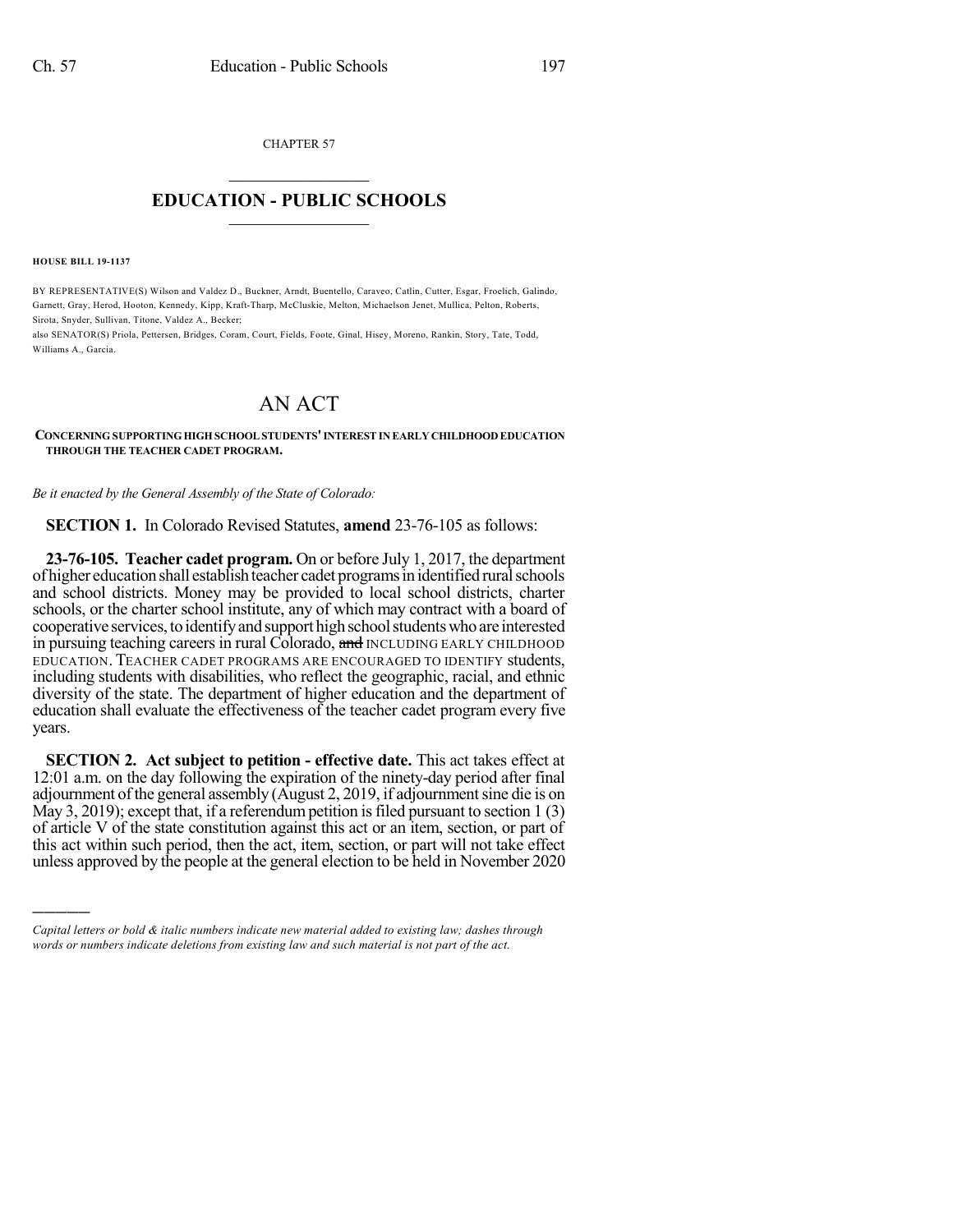CHAPTER 57

# EDUCATION - PUBLIC SCHOOLS

**HOUSE BILL 19-1137**

BY REPRESENTATIVE(S) Wilson and Valdez D., Buckner, Arndt, Buentello, Caraveo, Catlin, Cutter, Esgar, Froelich, Galindo, Garnett, Gray, Herod, Hooton, Kennedy, Kipp, Kraft-Tharp, McCluskie, Melton, Michaelson Jenet, Mullica, Pelton, Roberts, Sirota, Snyder, Sullivan, Titone, Valdez A., Becker;
also SENATOR(S) Priola, Pettersen, Bridges, Coram, Court, Fields, Foote, Ginal, Hisey, Moreno, Rankin, Story, Tate, Todd, Williams A., Garcia.

# AN ACT

**CONCERNING SUPPORTING HIGH SCHOOL STUDENTS' INTEREST IN EARLY CHILDHOOD EDUCATION THROUGH THE TEACHER CADET PROGRAM.**

*Be it enacted by the General Assembly of the State of Colorado:*

**SECTION 1.** In Colorado Revised Statutes, **amend** 23-76-105 as follows:

**23-76-105. Teacher cadet program.** On or before July 1, 2017, the department of higher education shall establish teacher cadet programs in identified rural schools and school districts. Money may be provided to local school districts, charter schools, or the charter school institute, any of which may contract with a board of cooperative services, to identify and support high school students who are interested in pursuing teaching careers in rural Colorado, ~~and~~ INCLUDING EARLY CHILDHOOD EDUCATION. TEACHER CADET PROGRAMS ARE ENCOURAGED TO IDENTIFY students, including students with disabilities, who reflect the geographic, racial, and ethnic diversity of the state. The department of higher education and the department of education shall evaluate the effectiveness of the teacher cadet program every five years.

**SECTION 2. Act subject to petition - effective date.** This act takes effect at 12:01 a.m. on the day following the expiration of the ninety-day period after final adjournment of the general assembly (August 2, 2019, if adjournment sine die is on May 3, 2019); except that, if a referendum petition is filed pursuant to section 1 (3) of article V of the state constitution against this act or an item, section, or part of this act within such period, then the act, item, section, or part will not take effect unless approved by the people at the general election to be held in November 2020

---

*Capital letters or bold & italic numbers indicate new material added to existing law; dashes through words or numbers indicate deletions from existing law and such material is not part of the act.*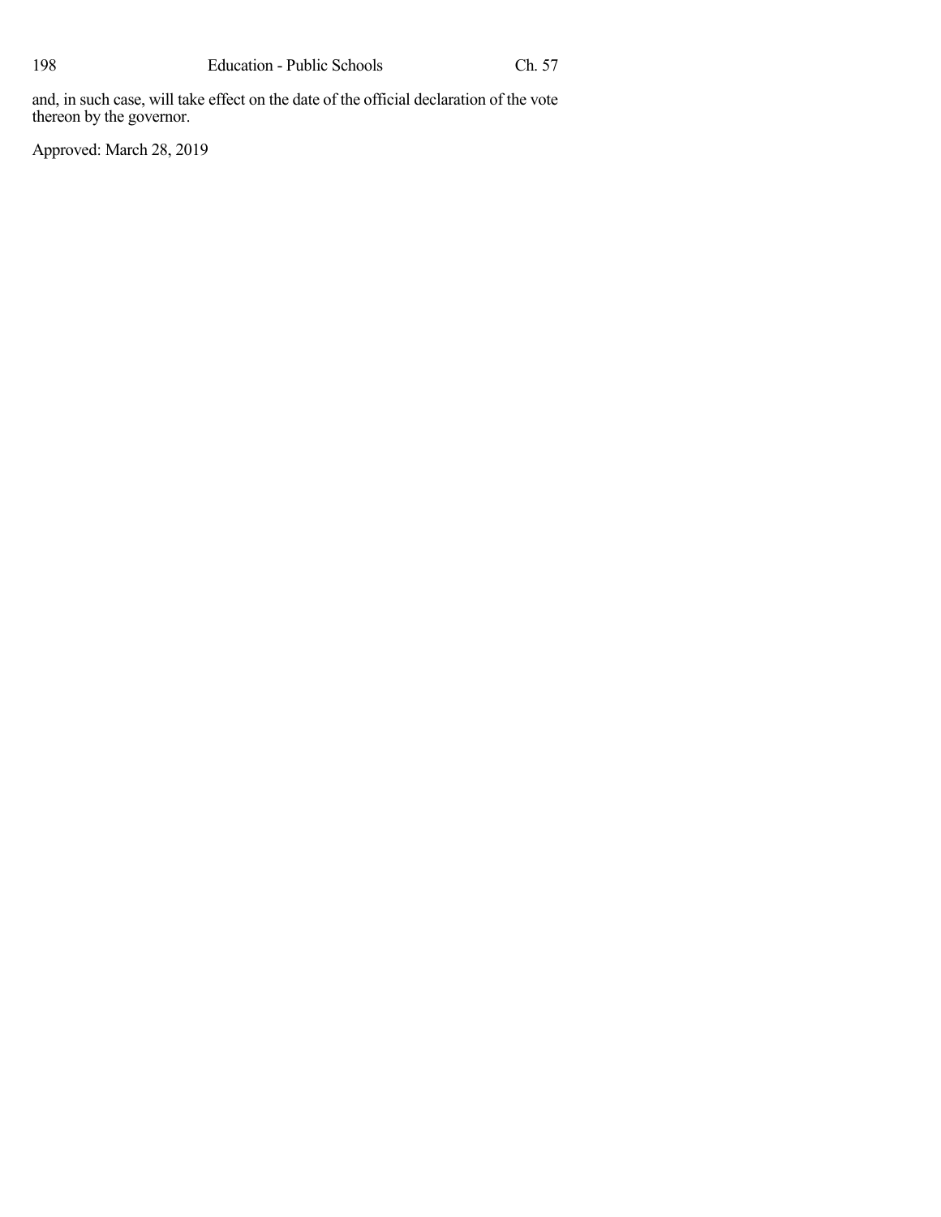and, in such case, will take effect on the date of the official declaration of the vote thereon by the governor.

Approved: March 28, 2019